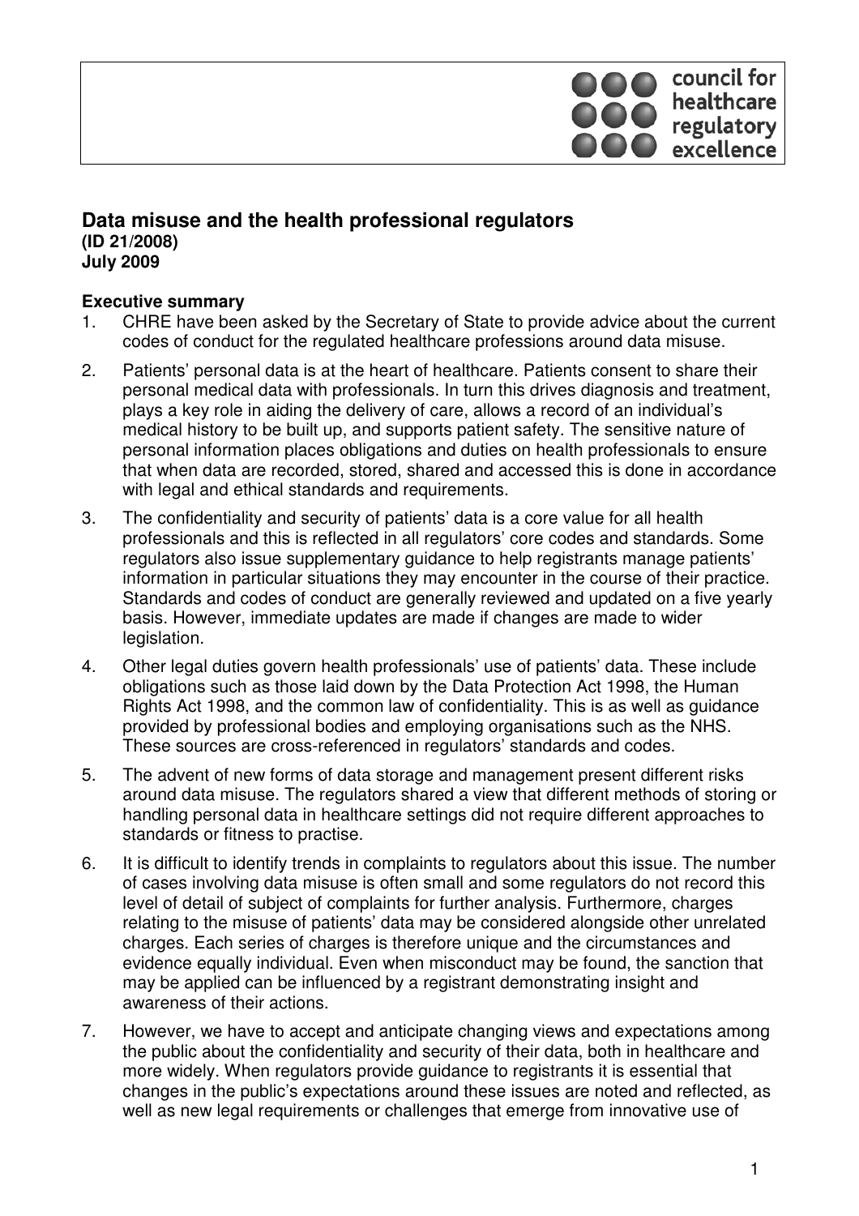council for healthcare regulatory excellence

# Data misuse and the health professional regulators

**(ID 21/2008)**
**July 2009**

## Executive summary

1. CHRE have been asked by the Secretary of State to provide advice about the current codes of conduct for the regulated healthcare professions around data misuse.

2. Patients' personal data is at the heart of healthcare. Patients consent to share their personal medical data with professionals. In turn this drives diagnosis and treatment, plays a key role in aiding the delivery of care, allows a record of an individual's medical history to be built up, and supports patient safety. The sensitive nature of personal information places obligations and duties on health professionals to ensure that when data are recorded, stored, shared and accessed this is done in accordance with legal and ethical standards and requirements.

3. The confidentiality and security of patients' data is a core value for all health professionals and this is reflected in all regulators' core codes and standards. Some regulators also issue supplementary guidance to help registrants manage patients' information in particular situations they may encounter in the course of their practice. Standards and codes of conduct are generally reviewed and updated on a five yearly basis. However, immediate updates are made if changes are made to wider legislation.

4. Other legal duties govern health professionals' use of patients' data. These include obligations such as those laid down by the Data Protection Act 1998, the Human Rights Act 1998, and the common law of confidentiality. This is as well as guidance provided by professional bodies and employing organisations such as the NHS. These sources are cross-referenced in regulators' standards and codes.

5. The advent of new forms of data storage and management present different risks around data misuse. The regulators shared a view that different methods of storing or handling personal data in healthcare settings did not require different approaches to standards or fitness to practise.

6. It is difficult to identify trends in complaints to regulators about this issue. The number of cases involving data misuse is often small and some regulators do not record this level of detail of subject of complaints for further analysis. Furthermore, charges relating to the misuse of patients' data may be considered alongside other unrelated charges. Each series of charges is therefore unique and the circumstances and evidence equally individual. Even when misconduct may be found, the sanction that may be applied can be influenced by a registrant demonstrating insight and awareness of their actions.

7. However, we have to accept and anticipate changing views and expectations among the public about the confidentiality and security of their data, both in healthcare and more widely. When regulators provide guidance to registrants it is essential that changes in the public's expectations around these issues are noted and reflected, as well as new legal requirements or challenges that emerge from innovative use of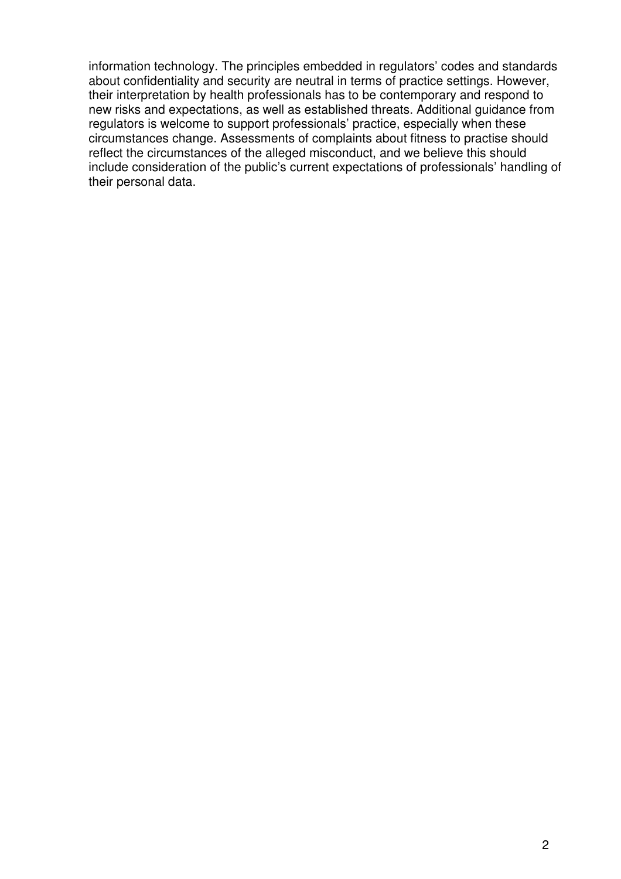information technology. The principles embedded in regulators' codes and standards about confidentiality and security are neutral in terms of practice settings. However, their interpretation by health professionals has to be contemporary and respond to new risks and expectations, as well as established threats. Additional guidance from regulators is welcome to support professionals' practice, especially when these circumstances change. Assessments of complaints about fitness to practise should reflect the circumstances of the alleged misconduct, and we believe this should include consideration of the public's current expectations of professionals' handling of their personal data.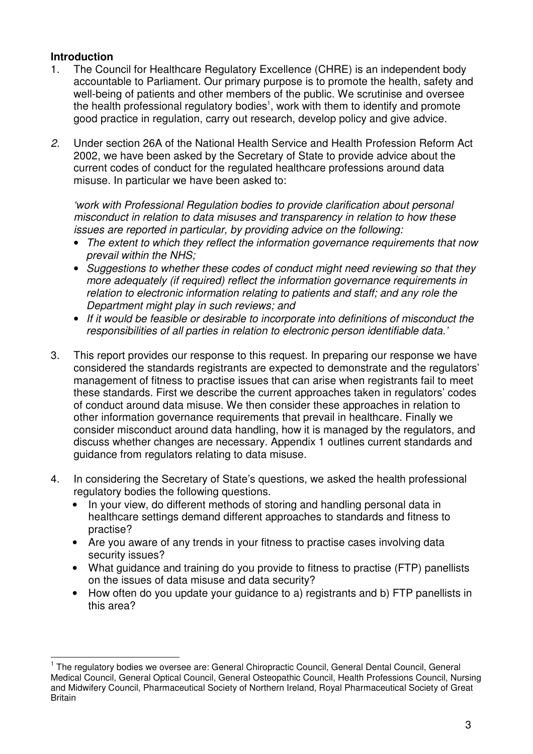## Introduction

1. The Council for Healthcare Regulatory Excellence (CHRE) is an independent body accountable to Parliament. Our primary purpose is to promote the health, safety and well-being of patients and other members of the public. We scrutinise and oversee the health professional regulatory bodies[1], work with them to identify and promote good practice in regulation, carry out research, develop policy and give advice.

2. Under section 26A of the National Health Service and Health Profession Reform Act 2002, we have been asked by the Secretary of State to provide advice about the current codes of conduct for the regulated healthcare professions around data misuse. In particular we have been asked to:

   *'work with Professional Regulation bodies to provide clarification about personal misconduct in relation to data misuses and transparency in relation to how these issues are reported in particular, by providing advice on the following:*
   - *The extent to which they reflect the information governance requirements that now prevail within the NHS;*
   - *Suggestions to whether these codes of conduct might need reviewing so that they more adequately (if required) reflect the information governance requirements in relation to electronic information relating to patients and staff; and any role the Department might play in such reviews; and*
   - *If it would be feasible or desirable to incorporate into definitions of misconduct the responsibilities of all parties in relation to electronic person identifiable data.'*

3. This report provides our response to this request. In preparing our response we have considered the standards registrants are expected to demonstrate and the regulators' management of fitness to practise issues that can arise when registrants fail to meet these standards. First we describe the current approaches taken in regulators' codes of conduct around data misuse. We then consider these approaches in relation to other information governance requirements that prevail in healthcare. Finally we consider misconduct around data handling, how it is managed by the regulators, and discuss whether changes are necessary. Appendix 1 outlines current standards and guidance from regulators relating to data misuse.

4. In considering the Secretary of State's questions, we asked the health professional regulatory bodies the following questions.
   - In your view, do different methods of storing and handling personal data in healthcare settings demand different approaches to standards and fitness to practise?
   - Are you aware of any trends in your fitness to practise cases involving data security issues?
   - What guidance and training do you provide to fitness to practise (FTP) panellists on the issues of data misuse and data security?
   - How often do you update your guidance to a) registrants and b) FTP panellists in this area?

---

[1] The regulatory bodies we oversee are: General Chiropractic Council, General Dental Council, General Medical Council, General Optical Council, General Osteopathic Council, Health Professions Council, Nursing and Midwifery Council, Pharmaceutical Society of Northern Ireland, Royal Pharmaceutical Society of Great Britain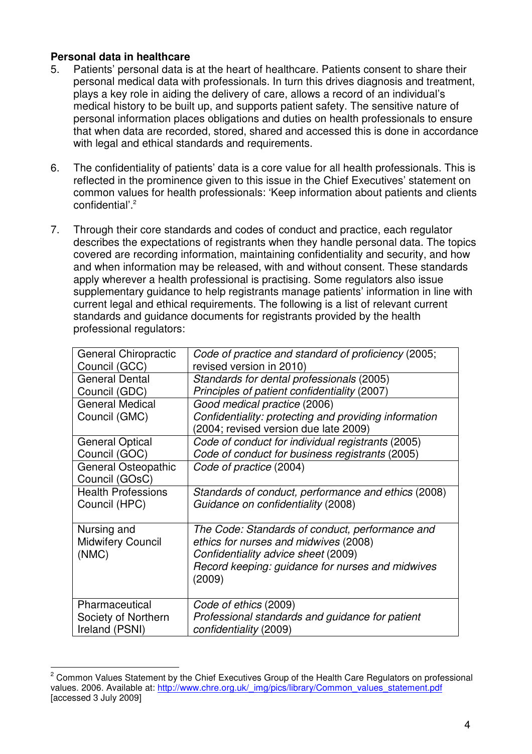**Personal data in healthcare**

5. Patients' personal data is at the heart of healthcare. Patients consent to share their personal medical data with professionals. In turn this drives diagnosis and treatment, plays a key role in aiding the delivery of care, allows a record of an individual's medical history to be built up, and supports patient safety. The sensitive nature of personal information places obligations and duties on health professionals to ensure that when data are recorded, stored, shared and accessed this is done in accordance with legal and ethical standards and requirements.

6. The confidentiality of patients' data is a core value for all health professionals. This is reflected in the prominence given to this issue in the Chief Executives' statement on common values for health professionals: 'Keep information about patients and clients confidential'.[2]

7. Through their core standards and codes of conduct and practice, each regulator describes the expectations of registrants when they handle personal data. The topics covered are recording information, maintaining confidentiality and security, and how and when information may be released, with and without consent. These standards apply wherever a health professional is practising. Some regulators also issue supplementary guidance to help registrants manage patients' information in line with current legal and ethical requirements. The following is a list of relevant current standards and guidance documents for registrants provided by the health professional regulators:

| Regulator | Standards and guidance |
|---|---|
| General Chiropractic Council (GCC) | *Code of practice and standard of proficiency* (2005; revised version in 2010) |
| General Dental Council (GDC) | *Standards for dental professionals* (2005)<br>*Principles of patient confidentiality* (2007) |
| General Medical Council (GMC) | *Good medical practice* (2006)<br>*Confidentiality: protecting and providing information* (2004; revised version due late 2009) |
| General Optical Council (GOC) | *Code of conduct for individual registrants* (2005)<br>*Code of conduct for business registrants* (2005) |
| General Osteopathic Council (GOsC) | *Code of practice* (2004) |
| Health Professions Council (HPC) | *Standards of conduct, performance and ethics* (2008)<br>*Guidance on confidentiality* (2008) |
| Nursing and Midwifery Council (NMC) | *The Code: Standards of conduct, performance and ethics for nurses and midwives* (2008)<br>*Confidentiality advice sheet* (2009)<br>*Record keeping: guidance for nurses and midwives* (2009) |
| Pharmaceutical Society of Northern Ireland (PSNI) | *Code of ethics* (2009)<br>*Professional standards and guidance for patient confidentiality* (2009) |

[2] Common Values Statement by the Chief Executives Group of the Health Care Regulators on professional values. 2006. Available at: http://www.chre.org.uk/_img/pics/library/Common_values_statement.pdf [accessed 3 July 2009]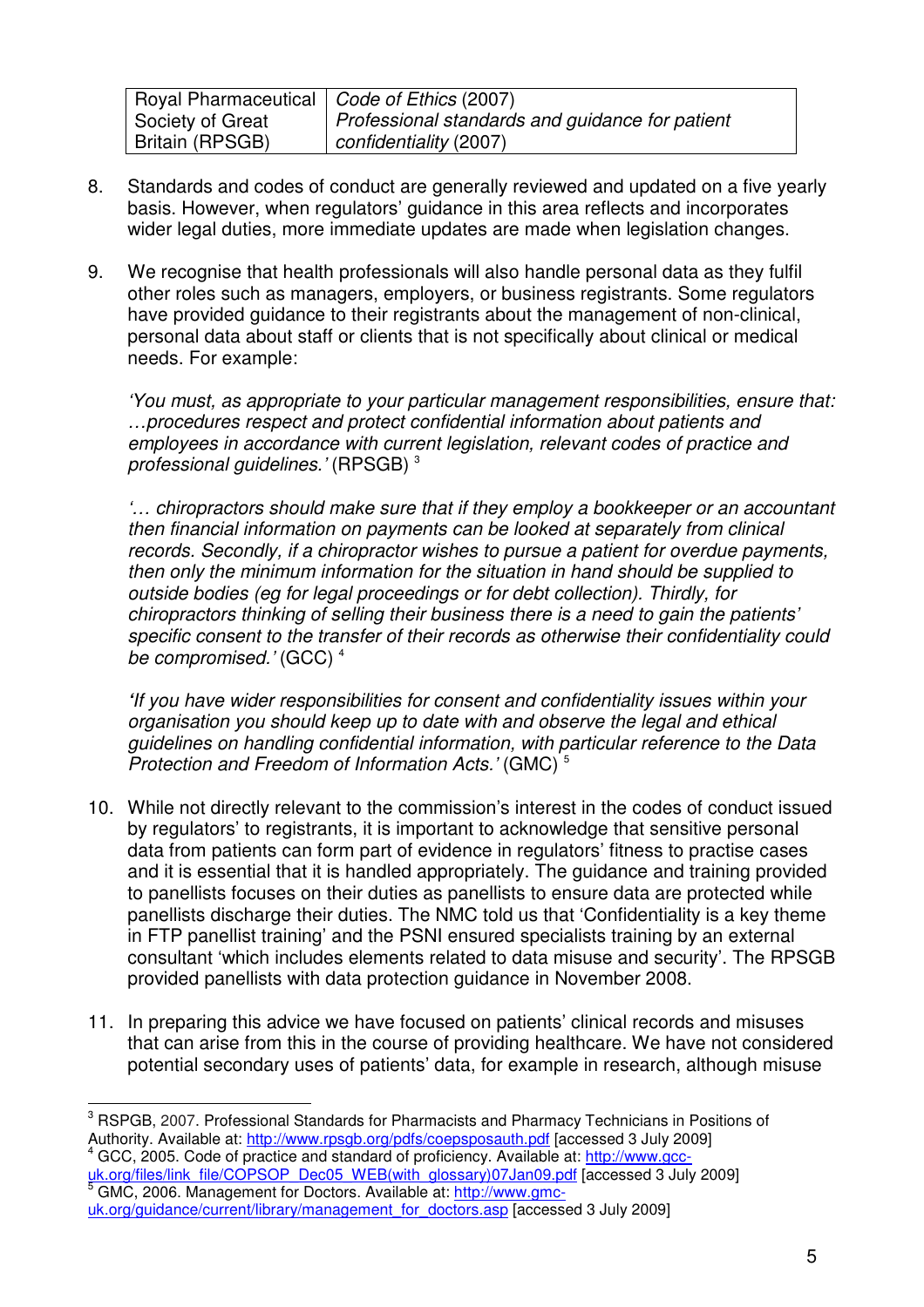| Royal Pharmaceutical Society of Great Britain (RPSGB) | *Code of Ethics* (2007)<br>*Professional standards and guidance for patient confidentiality* (2007) |
|---|---|

8. Standards and codes of conduct are generally reviewed and updated on a five yearly basis. However, when regulators' guidance in this area reflects and incorporates wider legal duties, more immediate updates are made when legislation changes.

9. We recognise that health professionals will also handle personal data as they fulfil other roles such as managers, employers, or business registrants. Some regulators have provided guidance to their registrants about the management of non-clinical, personal data about staff or clients that is not specifically about clinical or medical needs. For example:

   *'You must, as appropriate to your particular management responsibilities, ensure that: …procedures respect and protect confidential information about patients and employees in accordance with current legislation, relevant codes of practice and professional guidelines.'* (RPSGB) [3]

   *'… chiropractors should make sure that if they employ a bookkeeper or an accountant then financial information on payments can be looked at separately from clinical records. Secondly, if a chiropractor wishes to pursue a patient for overdue payments, then only the minimum information for the situation in hand should be supplied to outside bodies (eg for legal proceedings or for debt collection). Thirdly, for chiropractors thinking of selling their business there is a need to gain the patients' specific consent to the transfer of their records as otherwise their confidentiality could be compromised.'* (GCC) [4]

   *'If you have wider responsibilities for consent and confidentiality issues within your organisation you should keep up to date with and observe the legal and ethical guidelines on handling confidential information, with particular reference to the Data Protection and Freedom of Information Acts.'* (GMC) [5]

10. While not directly relevant to the commission's interest in the codes of conduct issued by regulators' to registrants, it is important to acknowledge that sensitive personal data from patients can form part of evidence in regulators' fitness to practise cases and it is essential that it is handled appropriately. The guidance and training provided to panellists focuses on their duties as panellists to ensure data are protected while panellists discharge their duties. The NMC told us that 'Confidentiality is a key theme in FTP panellist training' and the PSNI ensured specialists training by an external consultant 'which includes elements related to data misuse and security'. The RPSGB provided panellists with data protection guidance in November 2008.

11. In preparing this advice we have focused on patients' clinical records and misuses that can arise from this in the course of providing healthcare. We have not considered potential secondary uses of patients' data, for example in research, although misuse

---

[3] RSPGB, 2007. Professional Standards for Pharmacists and Pharmacy Technicians in Positions of Authority. Available at: http://www.rpsgb.org/pdfs/coepsposauth.pdf [accessed 3 July 2009]

[4] GCC, 2005. Code of practice and standard of proficiency. Available at: http://www.gcc-uk.org/files/link_file/COPSOP_Dec05_WEB(with_glossary)07Jan09.pdf [accessed 3 July 2009]

[5] GMC, 2006. Management for Doctors. Available at: http://www.gmc-uk.org/guidance/current/library/management_for_doctors.asp [accessed 3 July 2009]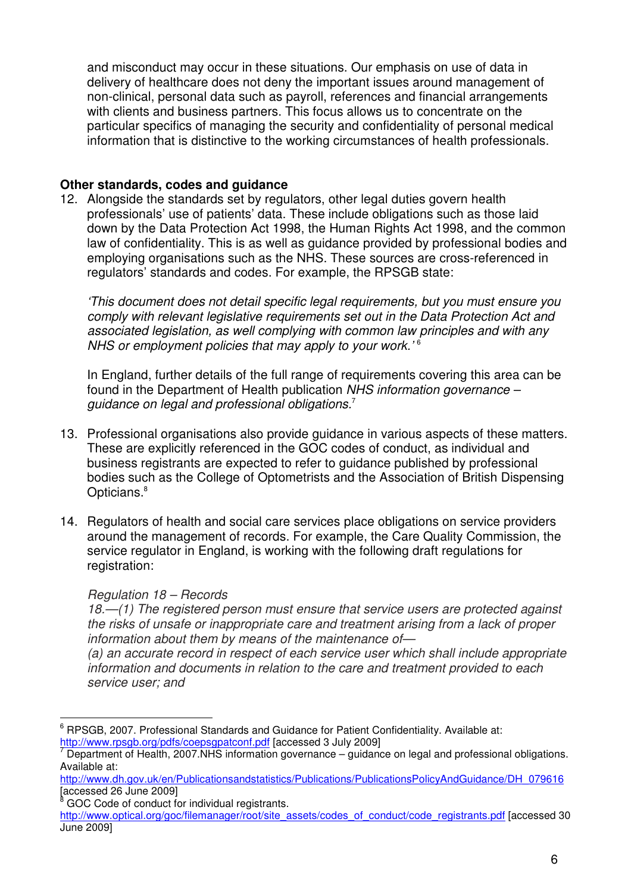and misconduct may occur in these situations. Our emphasis on use of data in delivery of healthcare does not deny the important issues around management of non-clinical, personal data such as payroll, references and financial arrangements with clients and business partners. This focus allows us to concentrate on the particular specifics of managing the security and confidentiality of personal medical information that is distinctive to the working circumstances of health professionals.

**Other standards, codes and guidance**

12. Alongside the standards set by regulators, other legal duties govern health professionals' use of patients' data. These include obligations such as those laid down by the Data Protection Act 1998, the Human Rights Act 1998, and the common law of confidentiality. This is as well as guidance provided by professional bodies and employing organisations such as the NHS. These sources are cross-referenced in regulators' standards and codes. For example, the RPSGB state:

    *'This document does not detail specific legal requirements, but you must ensure you comply with relevant legislative requirements set out in the Data Protection Act and associated legislation, as well complying with common law principles and with any NHS or employment policies that may apply to your work.'* [6]

    In England, further details of the full range of requirements covering this area can be found in the Department of Health publication *NHS information governance – guidance on legal and professional obligations.*[7]

13. Professional organisations also provide guidance in various aspects of these matters. These are explicitly referenced in the GOC codes of conduct, as individual and business registrants are expected to refer to guidance published by professional bodies such as the College of Optometrists and the Association of British Dispensing Opticians.[8]

14. Regulators of health and social care services place obligations on service providers around the management of records. For example, the Care Quality Commission, the service regulator in England, is working with the following draft regulations for registration:

    *Regulation 18 – Records*
    *18.—(1) The registered person must ensure that service users are protected against the risks of unsafe or inappropriate care and treatment arising from a lack of proper information about them by means of the maintenance of—*
    *(a) an accurate record in respect of each service user which shall include appropriate information and documents in relation to the care and treatment provided to each service user; and*

---

[6] RPSGB, 2007. Professional Standards and Guidance for Patient Confidentiality. Available at: http://www.rpsgb.org/pdfs/coepsgpatconf.pdf [accessed 3 July 2009]

[7] Department of Health, 2007.NHS information governance – guidance on legal and professional obligations. Available at: http://www.dh.gov.uk/en/Publicationsandstatistics/Publications/PublicationsPolicyAndGuidance/DH_079616 [accessed 26 June 2009]

[8] GOC Code of conduct for individual registrants. http://www.optical.org/goc/filemanager/root/site_assets/codes_of_conduct/code_registrants.pdf [accessed 30 June 2009]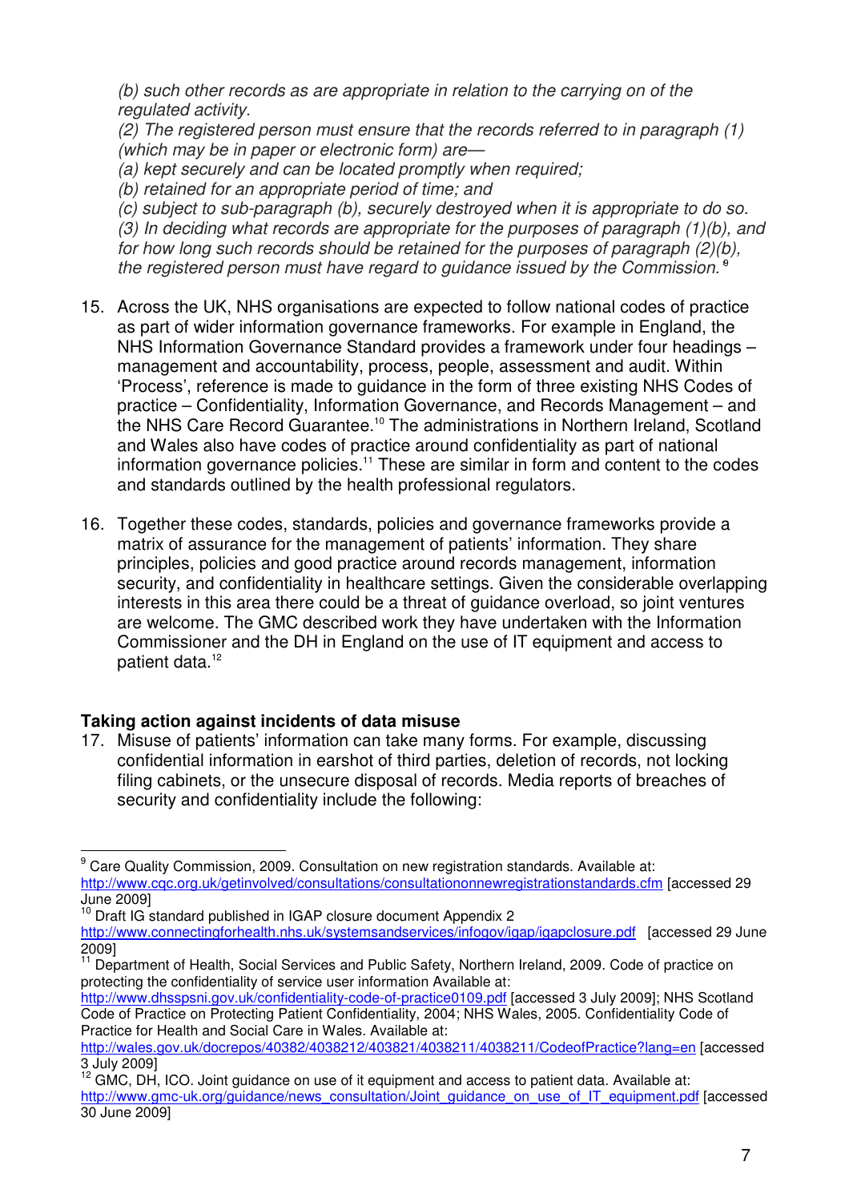*(b) such other records as are appropriate in relation to the carrying on of the regulated activity.*

*(2) The registered person must ensure that the records referred to in paragraph (1) (which may be in paper or electronic form) are—*

*(a) kept securely and can be located promptly when required;*

*(b) retained for an appropriate period of time; and*

*(c) subject to sub-paragraph (b), securely destroyed when it is appropriate to do so.*

*(3) In deciding what records are appropriate for the purposes of paragraph (1)(b), and for how long such records should be retained for the purposes of paragraph (2)(b), the registered person must have regard to guidance issued by the Commission.* [9]

15. Across the UK, NHS organisations are expected to follow national codes of practice as part of wider information governance frameworks. For example in England, the NHS Information Governance Standard provides a framework under four headings – management and accountability, process, people, assessment and audit. Within 'Process', reference is made to guidance in the form of three existing NHS Codes of practice – Confidentiality, Information Governance, and Records Management – and the NHS Care Record Guarantee.[10] The administrations in Northern Ireland, Scotland and Wales also have codes of practice around confidentiality as part of national information governance policies.[11] These are similar in form and content to the codes and standards outlined by the health professional regulators.

16. Together these codes, standards, policies and governance frameworks provide a matrix of assurance for the management of patients' information. They share principles, policies and good practice around records management, information security, and confidentiality in healthcare settings. Given the considerable overlapping interests in this area there could be a threat of guidance overload, so joint ventures are welcome. The GMC described work they have undertaken with the Information Commissioner and the DH in England on the use of IT equipment and access to patient data.[12]

**Taking action against incidents of data misuse**

17. Misuse of patients' information can take many forms. For example, discussing confidential information in earshot of third parties, deletion of records, not locking filing cabinets, or the unsecure disposal of records. Media reports of breaches of security and confidentiality include the following:

---

[9] Care Quality Commission, 2009. Consultation on new registration standards. Available at: http://www.cqc.org.uk/getinvolved/consultations/consultationonnewregistrationstandards.cfm [accessed 29 June 2009]

[10] Draft IG standard published in IGAP closure document Appendix 2 http://www.connectingforhealth.nhs.uk/systemsandservices/infogov/igap/igapclosure.pdf [accessed 29 June 2009]

[11] Department of Health, Social Services and Public Safety, Northern Ireland, 2009. Code of practice on protecting the confidentiality of service user information Available at: http://www.dhsspsni.gov.uk/confidentiality-code-of-practice0109.pdf [accessed 3 July 2009]; NHS Scotland Code of Practice on Protecting Patient Confidentiality, 2004; NHS Wales, 2005. Confidentiality Code of Practice for Health and Social Care in Wales. Available at: http://wales.gov.uk/docrepos/40382/4038212/403821/4038211/4038211/CodeofPractice?lang=en [accessed 3 July 2009]

[12] GMC, DH, ICO. Joint guidance on use of it equipment and access to patient data. Available at: http://www.gmc-uk.org/guidance/news_consultation/Joint_guidance_on_use_of_IT_equipment.pdf [accessed 30 June 2009]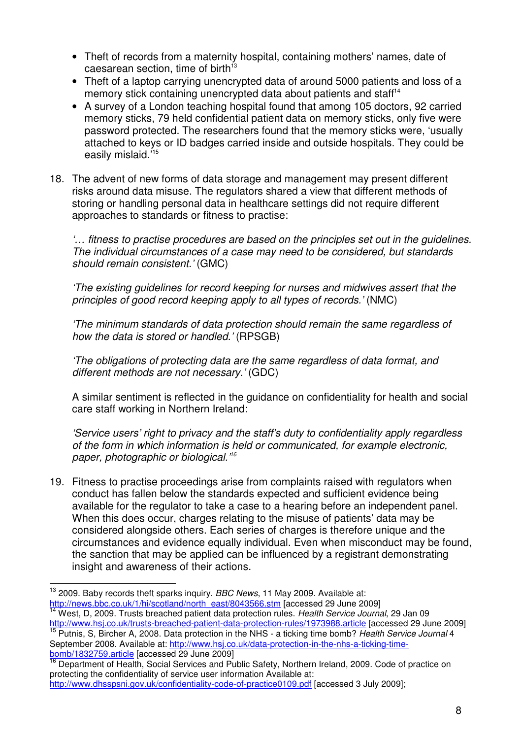- Theft of records from a maternity hospital, containing mothers' names, date of caesarean section, time of birth[13]
- Theft of a laptop carrying unencrypted data of around 5000 patients and loss of a memory stick containing unencrypted data about patients and staff[14]
- A survey of a London teaching hospital found that among 105 doctors, 92 carried memory sticks, 79 held confidential patient data on memory sticks, only five were password protected. The researchers found that the memory sticks were, 'usually attached to keys or ID badges carried inside and outside hospitals. They could be easily mislaid.'[15]

18. The advent of new forms of data storage and management may present different risks around data misuse. The regulators shared a view that different methods of storing or handling personal data in healthcare settings did not require different approaches to standards or fitness to practise:

    *'… fitness to practise procedures are based on the principles set out in the guidelines. The individual circumstances of a case may need to be considered, but standards should remain consistent.'* (GMC)

    *'The existing guidelines for record keeping for nurses and midwives assert that the principles of good record keeping apply to all types of records.'* (NMC)

    *'The minimum standards of data protection should remain the same regardless of how the data is stored or handled.'* (RPSGB)

    *'The obligations of protecting data are the same regardless of data format, and different methods are not necessary.'* (GDC)

    A similar sentiment is reflected in the guidance on confidentiality for health and social care staff working in Northern Ireland:

    *'Service users' right to privacy and the staff's duty to confidentiality apply regardless of the form in which information is held or communicated, for example electronic, paper, photographic or biological.'*[16]

19. Fitness to practise proceedings arise from complaints raised with regulators when conduct has fallen below the standards expected and sufficient evidence being available for the regulator to take a case to a hearing before an independent panel. When this does occur, charges relating to the misuse of patients' data may be considered alongside others. Each series of charges is therefore unique and the circumstances and evidence equally individual. Even when misconduct may be found, the sanction that may be applied can be influenced by a registrant demonstrating insight and awareness of their actions.

---

[13] 2009. Baby records theft sparks inquiry. *BBC News*, 11 May 2009. Available at: http://news.bbc.co.uk/1/hi/scotland/north_east/8043566.stm [accessed 29 June 2009]

[14] West, D, 2009. Trusts breached patient data protection rules. *Health Service Journal*, 29 Jan 09 http://www.hsj.co.uk/trusts-breached-patient-data-protection-rules/1973988.article [accessed 29 June 2009]

[15] Putnis, S, Bircher A, 2008. Data protection in the NHS - a ticking time bomb? *Health Service Journal* 4 September 2008. Available at: http://www.hsj.co.uk/data-protection-in-the-nhs-a-ticking-time-bomb/1832759.article [accessed 29 June 2009]

[16] Department of Health, Social Services and Public Safety, Northern Ireland, 2009. Code of practice on protecting the confidentiality of service user information Available at: http://www.dhsspsni.gov.uk/confidentiality-code-of-practice0109.pdf [accessed 3 July 2009];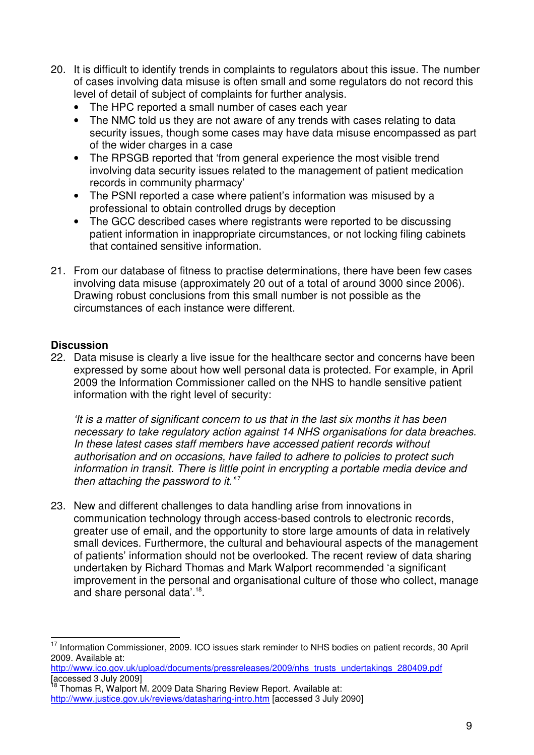20. It is difficult to identify trends in complaints to regulators about this issue. The number of cases involving data misuse is often small and some regulators do not record this level of detail of subject of complaints for further analysis.
    - The HPC reported a small number of cases each year
    - The NMC told us they are not aware of any trends with cases relating to data security issues, though some cases may have data misuse encompassed as part of the wider charges in a case
    - The RPSGB reported that 'from general experience the most visible trend involving data security issues related to the management of patient medication records in community pharmacy'
    - The PSNI reported a case where patient's information was misused by a professional to obtain controlled drugs by deception
    - The GCC described cases where registrants were reported to be discussing patient information in inappropriate circumstances, or not locking filing cabinets that contained sensitive information.

21. From our database of fitness to practise determinations, there have been few cases involving data misuse (approximately 20 out of a total of around 3000 since 2006). Drawing robust conclusions from this small number is not possible as the circumstances of each instance were different.

**Discussion**

22. Data misuse is clearly a live issue for the healthcare sector and concerns have been expressed by some about how well personal data is protected. For example, in April 2009 the Information Commissioner called on the NHS to handle sensitive patient information with the right level of security:

    *'It is a matter of significant concern to us that in the last six months it has been necessary to take regulatory action against 14 NHS organisations for data breaches. In these latest cases staff members have accessed patient records without authorisation and on occasions, have failed to adhere to policies to protect such information in transit. There is little point in encrypting a portable media device and then attaching the password to it.'*[17]

23. New and different challenges to data handling arise from innovations in communication technology through access-based controls to electronic records, greater use of email, and the opportunity to store large amounts of data in relatively small devices. Furthermore, the cultural and behavioural aspects of the management of patients' information should not be overlooked. The recent review of data sharing undertaken by Richard Thomas and Mark Walport recommended 'a significant improvement in the personal and organisational culture of those who collect, manage and share personal data'.[18].

---

[17] Information Commissioner, 2009. ICO issues stark reminder to NHS bodies on patient records, 30 April 2009. Available at: http://www.ico.gov.uk/upload/documents/pressreleases/2009/nhs_trusts_undertakings_280409.pdf [accessed 3 July 2009]

[18] Thomas R, Walport M. 2009 Data Sharing Review Report. Available at: http://www.justice.gov.uk/reviews/datasharing-intro.htm [accessed 3 July 2090]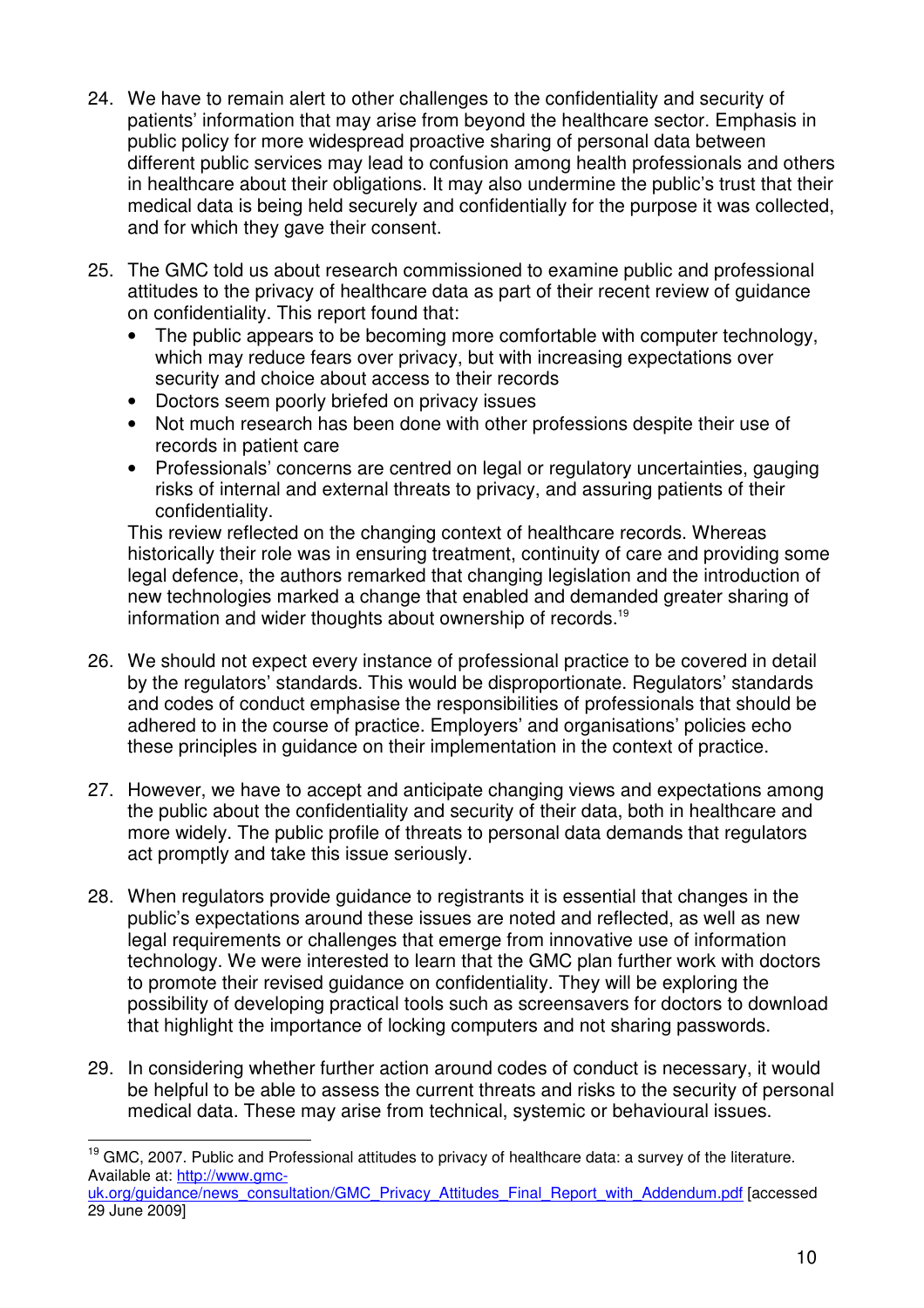24. We have to remain alert to other challenges to the confidentiality and security of patients' information that may arise from beyond the healthcare sector. Emphasis in public policy for more widespread proactive sharing of personal data between different public services may lead to confusion among health professionals and others in healthcare about their obligations. It may also undermine the public's trust that their medical data is being held securely and confidentially for the purpose it was collected, and for which they gave their consent.

25. The GMC told us about research commissioned to examine public and professional attitudes to the privacy of healthcare data as part of their recent review of guidance on confidentiality. This report found that:
    - The public appears to be becoming more comfortable with computer technology, which may reduce fears over privacy, but with increasing expectations over security and choice about access to their records
    - Doctors seem poorly briefed on privacy issues
    - Not much research has been done with other professions despite their use of records in patient care
    - Professionals' concerns are centred on legal or regulatory uncertainties, gauging risks of internal and external threats to privacy, and assuring patients of their confidentiality.

    This review reflected on the changing context of healthcare records. Whereas historically their role was in ensuring treatment, continuity of care and providing some legal defence, the authors remarked that changing legislation and the introduction of new technologies marked a change that enabled and demanded greater sharing of information and wider thoughts about ownership of records.[19]

26. We should not expect every instance of professional practice to be covered in detail by the regulators' standards. This would be disproportionate. Regulators' standards and codes of conduct emphasise the responsibilities of professionals that should be adhered to in the course of practice. Employers' and organisations' policies echo these principles in guidance on their implementation in the context of practice.

27. However, we have to accept and anticipate changing views and expectations among the public about the confidentiality and security of their data, both in healthcare and more widely. The public profile of threats to personal data demands that regulators act promptly and take this issue seriously.

28. When regulators provide guidance to registrants it is essential that changes in the public's expectations around these issues are noted and reflected, as well as new legal requirements or challenges that emerge from innovative use of information technology. We were interested to learn that the GMC plan further work with doctors to promote their revised guidance on confidentiality. They will be exploring the possibility of developing practical tools such as screensavers for doctors to download that highlight the importance of locking computers and not sharing passwords.

29. In considering whether further action around codes of conduct is necessary, it would be helpful to be able to assess the current threats and risks to the security of personal medical data. These may arise from technical, systemic or behavioural issues.

---

[19] GMC, 2007. Public and Professional attitudes to privacy of healthcare data: a survey of the literature. Available at: http://www.gmc-uk.org/guidance/news_consultation/GMC_Privacy_Attitudes_Final_Report_with_Addendum.pdf [accessed 29 June 2009]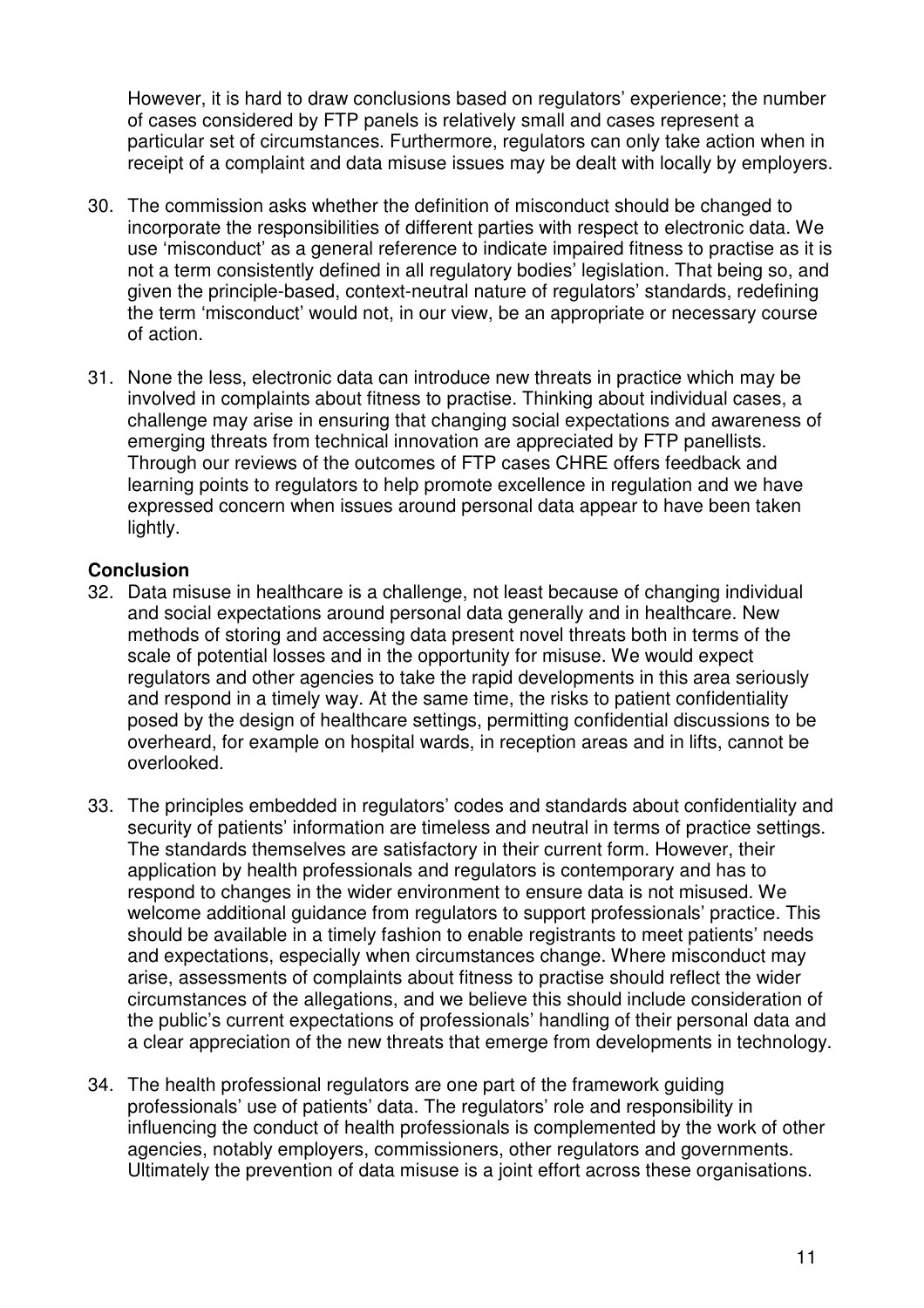However, it is hard to draw conclusions based on regulators' experience; the number of cases considered by FTP panels is relatively small and cases represent a particular set of circumstances. Furthermore, regulators can only take action when in receipt of a complaint and data misuse issues may be dealt with locally by employers.

30. The commission asks whether the definition of misconduct should be changed to incorporate the responsibilities of different parties with respect to electronic data. We use 'misconduct' as a general reference to indicate impaired fitness to practise as it is not a term consistently defined in all regulatory bodies' legislation. That being so, and given the principle-based, context-neutral nature of regulators' standards, redefining the term 'misconduct' would not, in our view, be an appropriate or necessary course of action.

31. None the less, electronic data can introduce new threats in practice which may be involved in complaints about fitness to practise. Thinking about individual cases, a challenge may arise in ensuring that changing social expectations and awareness of emerging threats from technical innovation are appreciated by FTP panellists. Through our reviews of the outcomes of FTP cases CHRE offers feedback and learning points to regulators to help promote excellence in regulation and we have expressed concern when issues around personal data appear to have been taken lightly.

**Conclusion**

32. Data misuse in healthcare is a challenge, not least because of changing individual and social expectations around personal data generally and in healthcare. New methods of storing and accessing data present novel threats both in terms of the scale of potential losses and in the opportunity for misuse. We would expect regulators and other agencies to take the rapid developments in this area seriously and respond in a timely way. At the same time, the risks to patient confidentiality posed by the design of healthcare settings, permitting confidential discussions to be overheard, for example on hospital wards, in reception areas and in lifts, cannot be overlooked.

33. The principles embedded in regulators' codes and standards about confidentiality and security of patients' information are timeless and neutral in terms of practice settings. The standards themselves are satisfactory in their current form. However, their application by health professionals and regulators is contemporary and has to respond to changes in the wider environment to ensure data is not misused. We welcome additional guidance from regulators to support professionals' practice. This should be available in a timely fashion to enable registrants to meet patients' needs and expectations, especially when circumstances change. Where misconduct may arise, assessments of complaints about fitness to practise should reflect the wider circumstances of the allegations, and we believe this should include consideration of the public's current expectations of professionals' handling of their personal data and a clear appreciation of the new threats that emerge from developments in technology.

34. The health professional regulators are one part of the framework guiding professionals' use of patients' data. The regulators' role and responsibility in influencing the conduct of health professionals is complemented by the work of other agencies, notably employers, commissioners, other regulators and governments. Ultimately the prevention of data misuse is a joint effort across these organisations.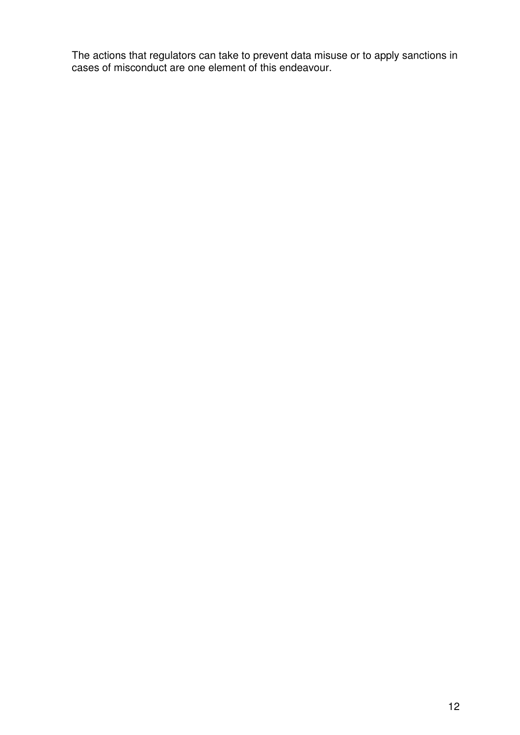The actions that regulators can take to prevent data misuse or to apply sanctions in cases of misconduct are one element of this endeavour.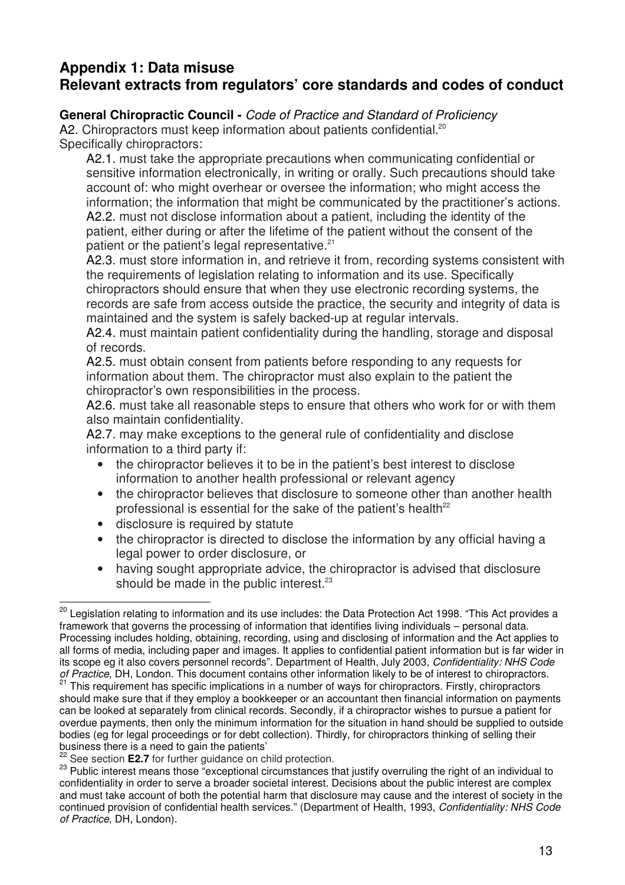# Appendix 1: Data misuse
# Relevant extracts from regulators' core standards and codes of conduct

**General Chiropractic Council -** *Code of Practice and Standard of Proficiency*

A2. Chiropractors must keep information about patients confidential.[20]

Specifically chiropractors:

A2.1. must take the appropriate precautions when communicating confidential or sensitive information electronically, in writing or orally. Such precautions should take account of: who might overhear or oversee the information; who might access the information; the information that might be communicated by the practitioner's actions.

A2.2. must not disclose information about a patient, including the identity of the patient, either during or after the lifetime of the patient without the consent of the patient or the patient's legal representative.[21]

A2.3. must store information in, and retrieve it from, recording systems consistent with the requirements of legislation relating to information and its use. Specifically chiropractors should ensure that when they use electronic recording systems, the records are safe from access outside the practice, the security and integrity of data is maintained and the system is safely backed-up at regular intervals.

A2.4. must maintain patient confidentiality during the handling, storage and disposal of records.

A2.5. must obtain consent from patients before responding to any requests for information about them. The chiropractor must also explain to the patient the chiropractor's own responsibilities in the process.

A2.6. must take all reasonable steps to ensure that others who work for or with them also maintain confidentiality.

A2.7. may make exceptions to the general rule of confidentiality and disclose information to a third party if:

- the chiropractor believes it to be in the patient's best interest to disclose information to another health professional or relevant agency
- the chiropractor believes that disclosure to someone other than another health professional is essential for the sake of the patient's health[22]
- disclosure is required by statute
- the chiropractor is directed to disclose the information by any official having a legal power to order disclosure, or
- having sought appropriate advice, the chiropractor is advised that disclosure should be made in the public interest.[23]

---

[20] Legislation relating to information and its use includes: the Data Protection Act 1998. "This Act provides a framework that governs the processing of information that identifies living individuals – personal data. Processing includes holding, obtaining, recording, using and disclosing of information and the Act applies to all forms of media, including paper and images. It applies to confidential patient information but is far wider in its scope eg it also covers personnel records". Department of Health, July 2003, *Confidentiality: NHS Code of Practice,* DH, London. This document contains other information likely to be of interest to chiropractors.

[21] This requirement has specific implications in a number of ways for chiropractors. Firstly, chiropractors should make sure that if they employ a bookkeeper or an accountant then financial information on payments can be looked at separately from clinical records. Secondly, if a chiropractor wishes to pursue a patient for overdue payments, then only the minimum information for the situation in hand should be supplied to outside bodies (eg for legal proceedings or for debt collection). Thirdly, for chiropractors thinking of selling their business there is a need to gain the patients'

[22] See section **E2.7** for further guidance on child protection.

[23] Public interest means those "exceptional circumstances that justify overruling the right of an individual to confidentiality in order to serve a broader societal interest. Decisions about the public interest are complex and must take account of both the potential harm that disclosure may cause and the interest of society in the continued provision of confidential health services." (Department of Health, 1993, *Confidentiality: NHS Code of Practice*, DH, London).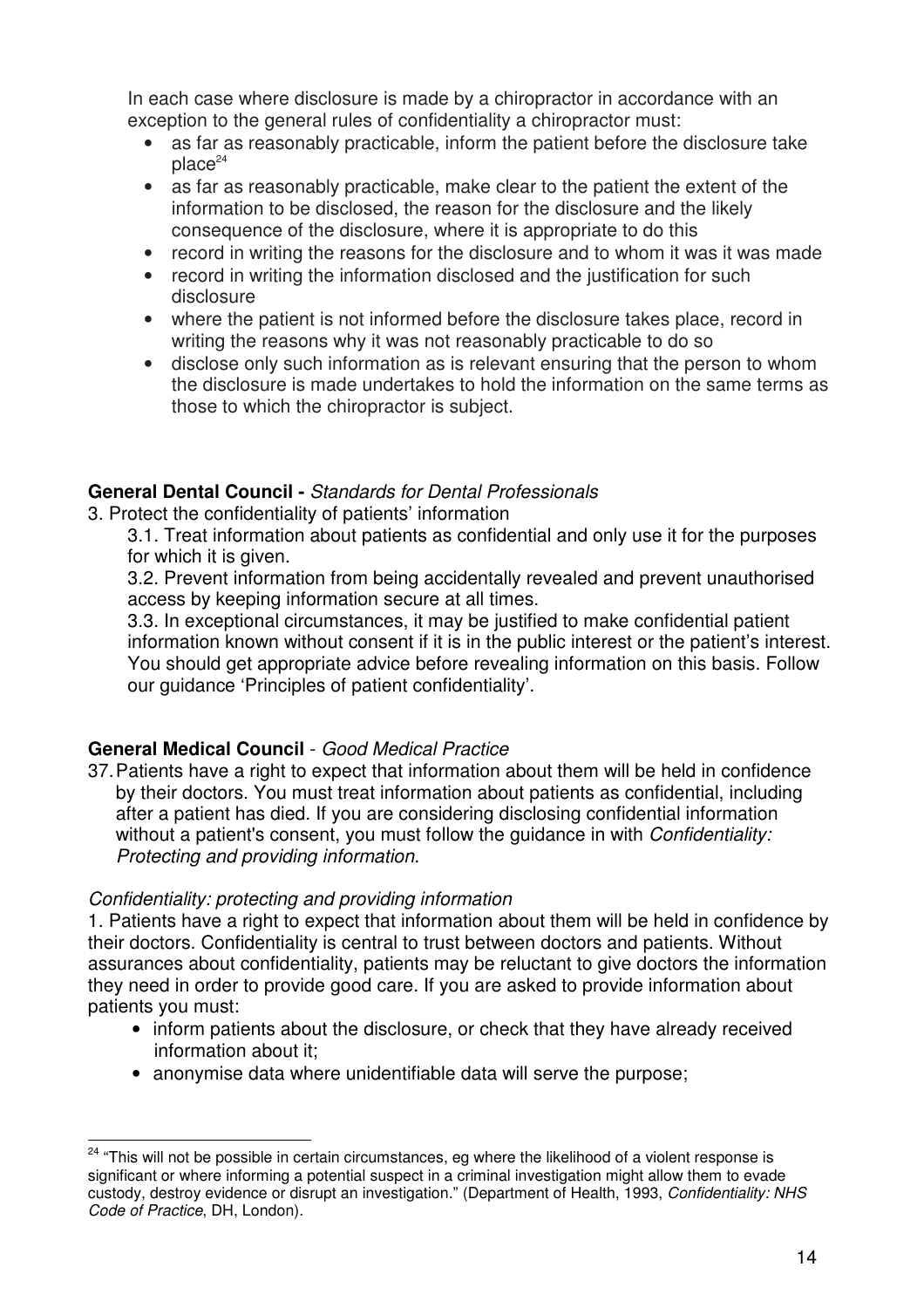In each case where disclosure is made by a chiropractor in accordance with an exception to the general rules of confidentiality a chiropractor must:

- as far as reasonably practicable, inform the patient before the disclosure take place[24]
- as far as reasonably practicable, make clear to the patient the extent of the information to be disclosed, the reason for the disclosure and the likely consequence of the disclosure, where it is appropriate to do this
- record in writing the reasons for the disclosure and to whom it was it was made
- record in writing the information disclosed and the justification for such disclosure
- where the patient is not informed before the disclosure takes place, record in writing the reasons why it was not reasonably practicable to do so
- disclose only such information as is relevant ensuring that the person to whom the disclosure is made undertakes to hold the information on the same terms as those to which the chiropractor is subject.

**General Dental Council -** *Standards for Dental Professionals*

3. Protect the confidentiality of patients' information

3.1. Treat information about patients as confidential and only use it for the purposes for which it is given.

3.2. Prevent information from being accidentally revealed and prevent unauthorised access by keeping information secure at all times.

3.3. In exceptional circumstances, it may be justified to make confidential patient information known without consent if it is in the public interest or the patient's interest. You should get appropriate advice before revealing information on this basis. Follow our guidance 'Principles of patient confidentiality'.

**General Medical Council** - *Good Medical Practice*

37. Patients have a right to expect that information about them will be held in confidence by their doctors. You must treat information about patients as confidential, including after a patient has died. If you are considering disclosing confidential information without a patient's consent, you must follow the guidance in with *Confidentiality: Protecting and providing information*.

*Confidentiality: protecting and providing information*

1. Patients have a right to expect that information about them will be held in confidence by their doctors. Confidentiality is central to trust between doctors and patients. Without assurances about confidentiality, patients may be reluctant to give doctors the information they need in order to provide good care. If you are asked to provide information about patients you must:

- inform patients about the disclosure, or check that they have already received information about it;
- anonymise data where unidentifiable data will serve the purpose;

[24] "This will not be possible in certain circumstances, eg where the likelihood of a violent response is significant or where informing a potential suspect in a criminal investigation might allow them to evade custody, destroy evidence or disrupt an investigation." (Department of Health, 1993, *Confidentiality: NHS Code of Practice*, DH, London).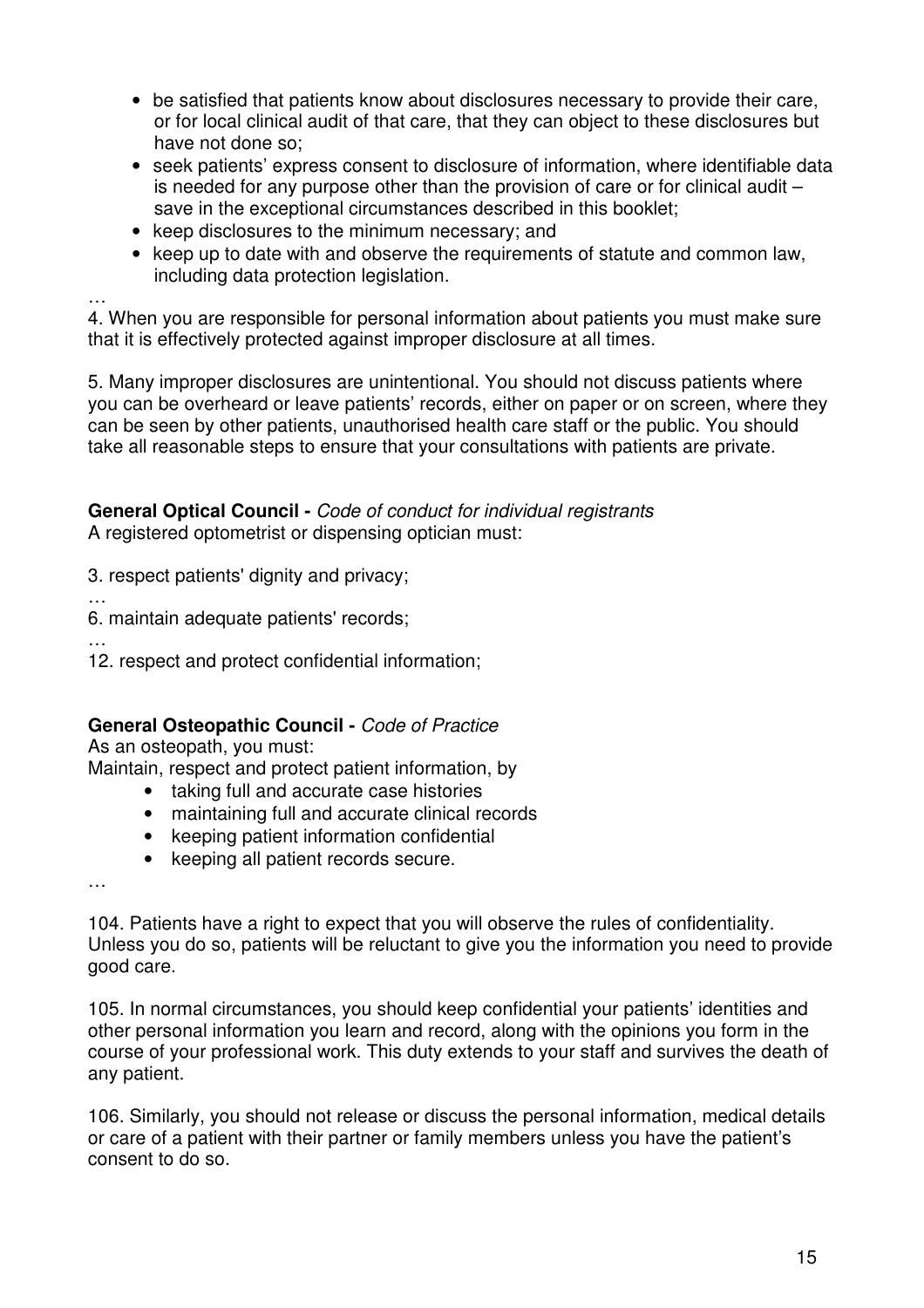- be satisfied that patients know about disclosures necessary to provide their care, or for local clinical audit of that care, that they can object to these disclosures but have not done so;
- seek patients' express consent to disclosure of information, where identifiable data is needed for any purpose other than the provision of care or for clinical audit – save in the exceptional circumstances described in this booklet;
- keep disclosures to the minimum necessary; and
- keep up to date with and observe the requirements of statute and common law, including data protection legislation.

…

4. When you are responsible for personal information about patients you must make sure that it is effectively protected against improper disclosure at all times.

5. Many improper disclosures are unintentional. You should not discuss patients where you can be overheard or leave patients' records, either on paper or on screen, where they can be seen by other patients, unauthorised health care staff or the public. You should take all reasonable steps to ensure that your consultations with patients are private.

**General Optical Council -** *Code of conduct for individual registrants*
A registered optometrist or dispensing optician must:

3. respect patients' dignity and privacy;

…

6. maintain adequate patients' records;

…

12. respect and protect confidential information;

**General Osteopathic Council -** *Code of Practice*
As an osteopath, you must:
Maintain, respect and protect patient information, by

- taking full and accurate case histories
- maintaining full and accurate clinical records
- keeping patient information confidential
- keeping all patient records secure.

…

104. Patients have a right to expect that you will observe the rules of confidentiality. Unless you do so, patients will be reluctant to give you the information you need to provide good care.

105. In normal circumstances, you should keep confidential your patients' identities and other personal information you learn and record, along with the opinions you form in the course of your professional work. This duty extends to your staff and survives the death of any patient.

106. Similarly, you should not release or discuss the personal information, medical details or care of a patient with their partner or family members unless you have the patient's consent to do so.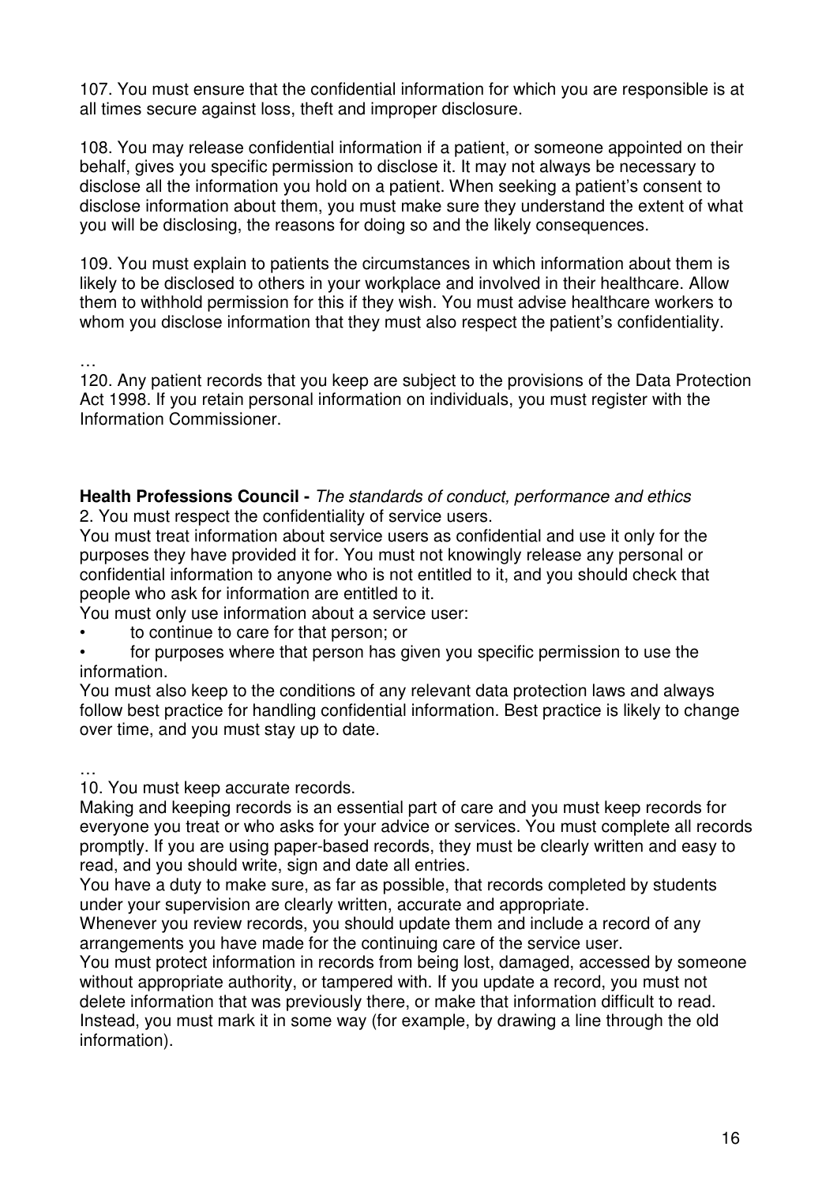107. You must ensure that the confidential information for which you are responsible is at all times secure against loss, theft and improper disclosure.

108. You may release confidential information if a patient, or someone appointed on their behalf, gives you specific permission to disclose it. It may not always be necessary to disclose all the information you hold on a patient. When seeking a patient's consent to disclose information about them, you must make sure they understand the extent of what you will be disclosing, the reasons for doing so and the likely consequences.

109. You must explain to patients the circumstances in which information about them is likely to be disclosed to others in your workplace and involved in their healthcare. Allow them to withhold permission for this if they wish. You must advise healthcare workers to whom you disclose information that they must also respect the patient's confidentiality.

…

120. Any patient records that you keep are subject to the provisions of the Data Protection Act 1998. If you retain personal information on individuals, you must register with the Information Commissioner.

**Health Professions Council -** *The standards of conduct, performance and ethics*

2. You must respect the confidentiality of service users.

You must treat information about service users as confidential and use it only for the purposes they have provided it for. You must not knowingly release any personal or confidential information to anyone who is not entitled to it, and you should check that people who ask for information are entitled to it.

You must only use information about a service user:

- to continue to care for that person; or
- for purposes where that person has given you specific permission to use the information.

You must also keep to the conditions of any relevant data protection laws and always follow best practice for handling confidential information. Best practice is likely to change over time, and you must stay up to date.

…

10. You must keep accurate records.

Making and keeping records is an essential part of care and you must keep records for everyone you treat or who asks for your advice or services. You must complete all records promptly. If you are using paper-based records, they must be clearly written and easy to read, and you should write, sign and date all entries.

You have a duty to make sure, as far as possible, that records completed by students under your supervision are clearly written, accurate and appropriate.

Whenever you review records, you should update them and include a record of any arrangements you have made for the continuing care of the service user.

You must protect information in records from being lost, damaged, accessed by someone without appropriate authority, or tampered with. If you update a record, you must not delete information that was previously there, or make that information difficult to read. Instead, you must mark it in some way (for example, by drawing a line through the old information).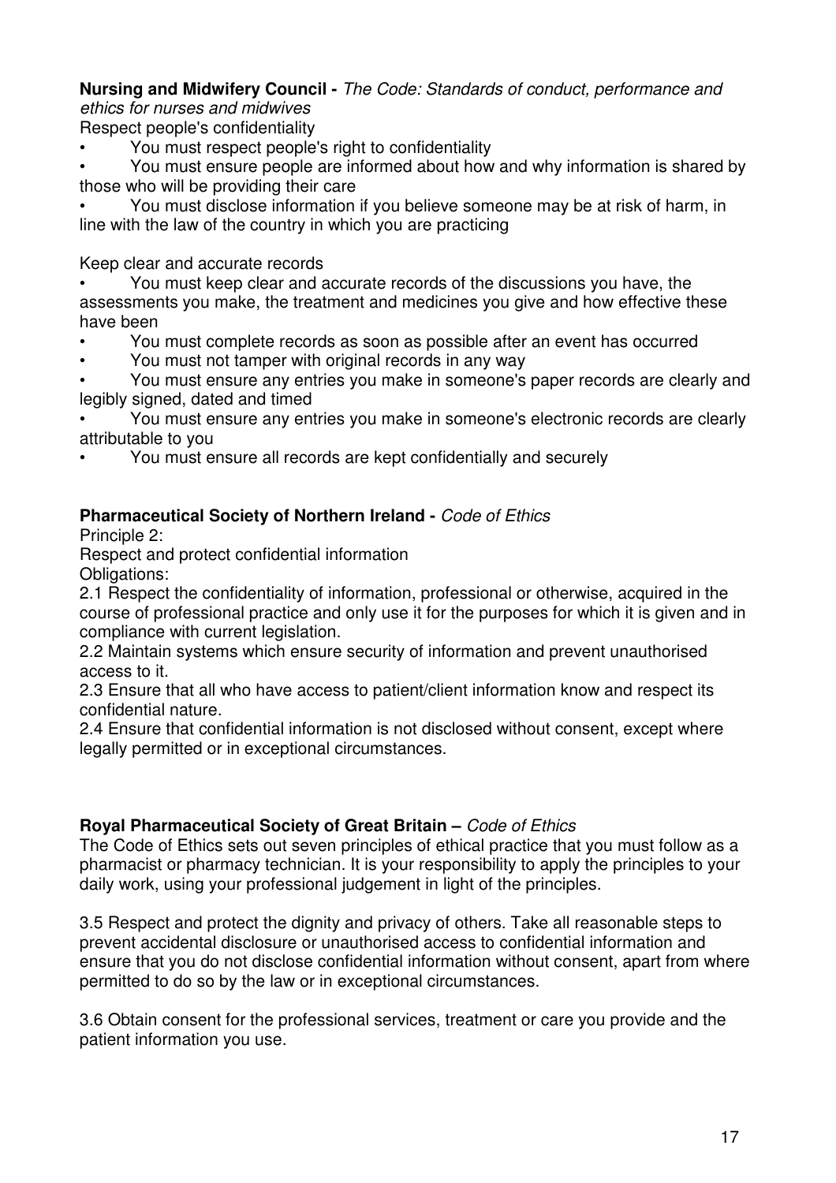**Nursing and Midwifery Council -** *The Code: Standards of conduct, performance and ethics for nurses and midwives*

Respect people's confidentiality

- You must respect people's right to confidentiality
- You must ensure people are informed about how and why information is shared by those who will be providing their care
- You must disclose information if you believe someone may be at risk of harm, in line with the law of the country in which you are practicing

Keep clear and accurate records

- You must keep clear and accurate records of the discussions you have, the assessments you make, the treatment and medicines you give and how effective these have been
- You must complete records as soon as possible after an event has occurred
- You must not tamper with original records in any way
- You must ensure any entries you make in someone's paper records are clearly and legibly signed, dated and timed
- You must ensure any entries you make in someone's electronic records are clearly attributable to you
- You must ensure all records are kept confidentially and securely

**Pharmaceutical Society of Northern Ireland -** *Code of Ethics*

Principle 2:

Respect and protect confidential information

Obligations:

2.1 Respect the confidentiality of information, professional or otherwise, acquired in the course of professional practice and only use it for the purposes for which it is given and in compliance with current legislation.

2.2 Maintain systems which ensure security of information and prevent unauthorised access to it.

2.3 Ensure that all who have access to patient/client information know and respect its confidential nature.

2.4 Ensure that confidential information is not disclosed without consent, except where legally permitted or in exceptional circumstances.

**Royal Pharmaceutical Society of Great Britain –** *Code of Ethics*

The Code of Ethics sets out seven principles of ethical practice that you must follow as a pharmacist or pharmacy technician. It is your responsibility to apply the principles to your daily work, using your professional judgement in light of the principles.

3.5 Respect and protect the dignity and privacy of others. Take all reasonable steps to prevent accidental disclosure or unauthorised access to confidential information and ensure that you do not disclose confidential information without consent, apart from where permitted to do so by the law or in exceptional circumstances.

3.6 Obtain consent for the professional services, treatment or care you provide and the patient information you use.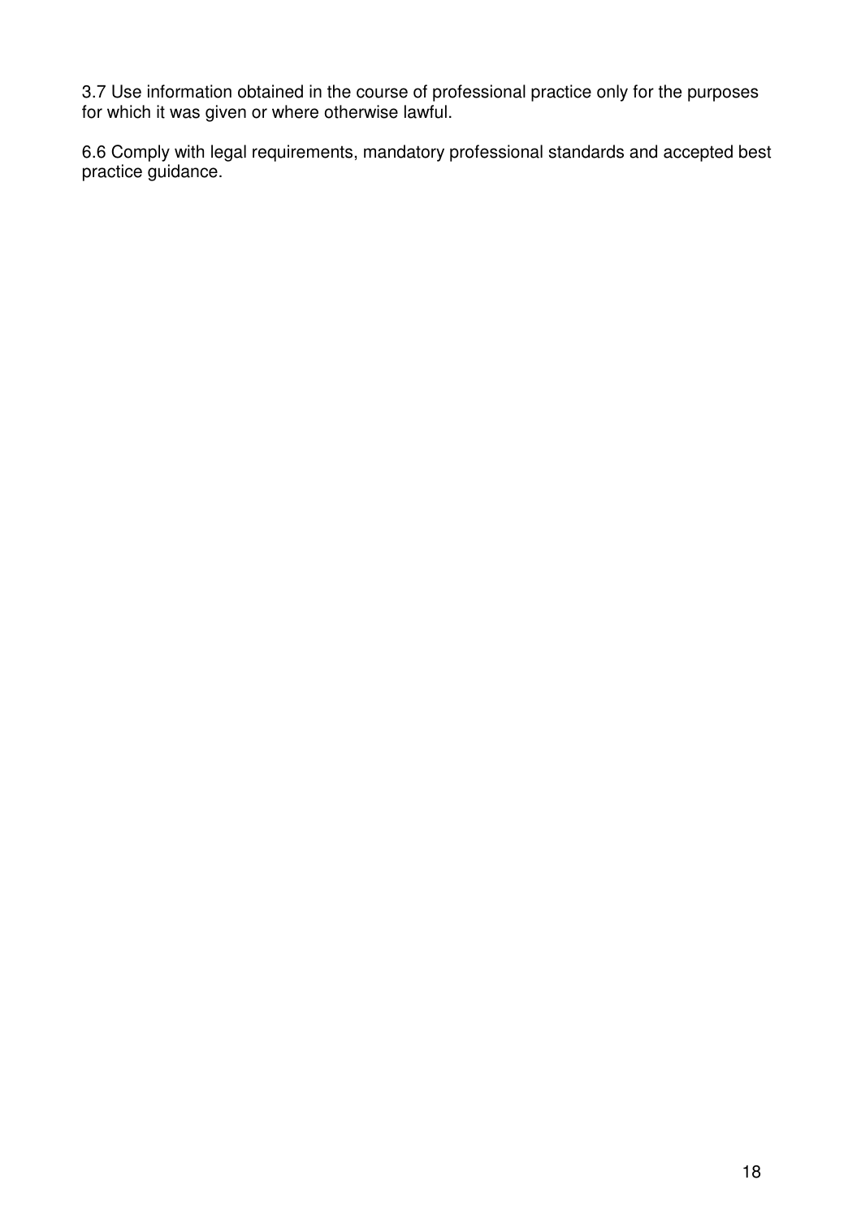3.7 Use information obtained in the course of professional practice only for the purposes for which it was given or where otherwise lawful.

6.6 Comply with legal requirements, mandatory professional standards and accepted best practice guidance.